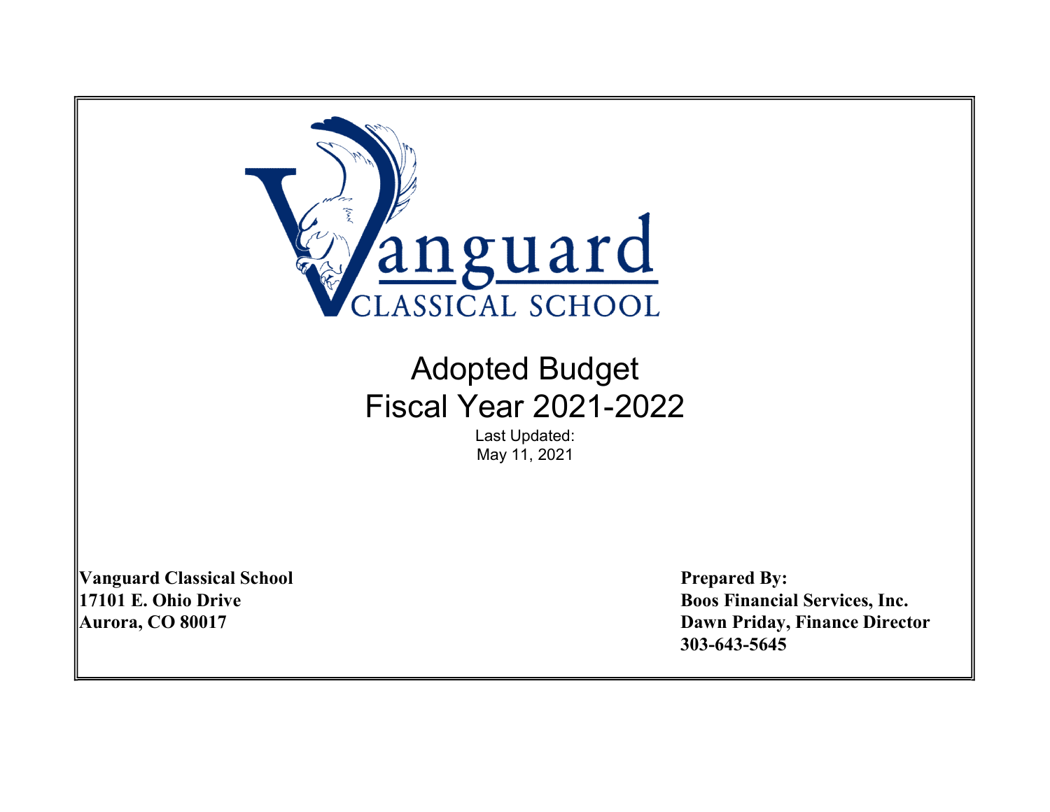Vanguard CLASSICAL SCHOOL

# Adopted Budget
# Fiscal Year 2021-2022

Last Updated:
May 11, 2021

**Vanguard Classical School**
**17101 E. Ohio Drive**
**Aurora, CO 80017**

**Prepared By:**
**Boos Financial Services, Inc.**
**Dawn Priday, Finance Director**
**303-643-5645**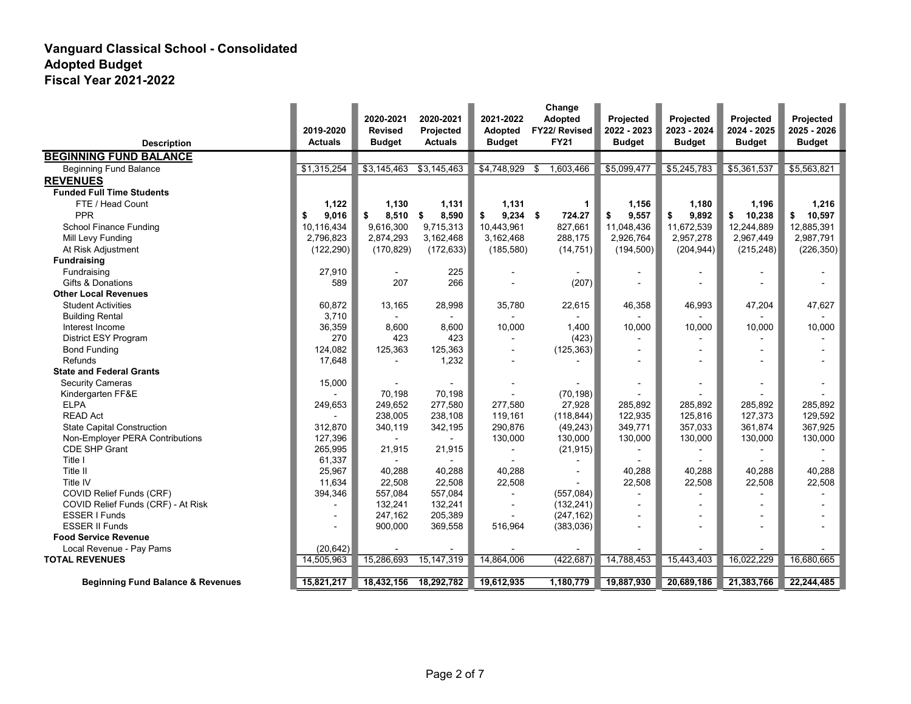# Vanguard Classical School - Consolidated
## Adopted Budget
## Fiscal Year 2021-2022

| Description | 2019-2020 Actuals | 2020-2021 Revised Budget | 2020-2021 Projected Actuals | 2021-2022 Adopted Budget | Change Adopted FY22/ Revised FY21 | Projected 2022 - 2023 Budget | Projected 2023 - 2024 Budget | Projected 2024 - 2025 Budget | Projected 2025 - 2026 Budget |
|---|---|---|---|---|---|---|---|---|---|
| **BEGINNING FUND BALANCE** | | | | | | | | | |
| Beginning Fund Balance | $1,315,254 | $3,145,463 | $3,145,463 | $4,748,929 | $ 1,603,466 | $5,099,477 | $5,245,783 | $5,361,537 | $5,563,821 |
| **REVENUES** | | | | | | | | | |
| **Funded Full Time Students** | | | | | | | | | |
| FTE / Head Count | **1,122** | **1,130** | **1,131** | **1,131** | **1** | **1,156** | **1,180** | **1,196** | **1,216** |
| PPR | **$ 9,016** | **$ 8,510** | **$ 8,590** | **$ 9,234** | **$ 724.27** | **$ 9,557** | **$ 9,892** | **$ 10,238** | **$ 10,597** |
| School Finance Funding | 10,116,434 | 9,616,300 | 9,715,313 | 10,443,961 | 827,661 | 11,048,436 | 11,672,539 | 12,244,889 | 12,885,391 |
| Mill Levy Funding | 2,796,823 | 2,874,293 | 3,162,468 | 3,162,468 | 288,175 | 2,926,764 | 2,957,278 | 2,967,449 | 2,987,791 |
| At Risk Adjustment | (122,290) | (170,829) | (172,633) | (185,580) | (14,751) | (194,500) | (204,944) | (215,248) | (226,350) |
| **Fundraising** | | | | | | | | | |
| Fundraising | 27,910 | - | 225 | - | - | - | - | - | - |
| Gifts & Donations | 589 | 207 | 266 | - | (207) | - | - | - | - |
| **Other Local Revenues** | | | | | | | | | |
| Student Activities | 60,872 | 13,165 | 28,998 | 35,780 | 22,615 | 46,358 | 46,993 | 47,204 | 47,627 |
| Building Rental | 3,710 | - | - | - | - | - | - | - | - |
| Interest Income | 36,359 | 8,600 | 8,600 | 10,000 | 1,400 | 10,000 | 10,000 | 10,000 | 10,000 |
| District ESY Program | 270 | 423 | 423 | - | (423) | - | - | - | - |
| Bond Funding | 124,082 | 125,363 | 125,363 | - | (125,363) | - | - | - | - |
| Refunds | 17,648 | - | 1,232 | - | - | - | - | - | - |
| **State and Federal Grants** | | | | | | | | | |
| Security Cameras | 15,000 | - | - | - | - | - | - | - | - |
| Kindergarten FF&E | - | 70,198 | 70,198 | - | (70,198) | - | - | - | - |
| ELPA | 249,653 | 249,652 | 277,580 | 277,580 | 27,928 | 285,892 | 285,892 | 285,892 | 285,892 |
| READ Act | - | 238,005 | 238,108 | 119,161 | (118,844) | 122,935 | 125,816 | 127,373 | 129,592 |
| State Capital Construction | 312,870 | 340,119 | 342,195 | 290,876 | (49,243) | 349,771 | 357,033 | 361,874 | 367,925 |
| Non-Employer PERA Contributions | 127,396 | - | - | 130,000 | 130,000 | 130,000 | 130,000 | 130,000 | 130,000 |
| CDE SHP Grant | 265,995 | 21,915 | 21,915 | - | (21,915) | - | - | - | - |
| Title I | 61,337 | - | - | - | - | - | - | - | - |
| Title II | 25,967 | 40,288 | 40,288 | 40,288 | - | 40,288 | 40,288 | 40,288 | 40,288 |
| Title IV | 11,634 | 22,508 | 22,508 | 22,508 | - | 22,508 | 22,508 | 22,508 | 22,508 |
| COVID Relief Funds (CRF) | 394,346 | 557,084 | 557,084 | - | (557,084) | - | - | - | - |
| COVID Relief Funds (CRF) - At Risk | - | 132,241 | 132,241 | - | (132,241) | - | - | - | - |
| ESSER I Funds | - | 247,162 | 205,389 | - | (247,162) | - | - | - | - |
| ESSER II Funds | - | 900,000 | 369,558 | 516,964 | (383,036) | - | - | - | - |
| **Food Service Revenue** | | | | | | | | | |
| Local Revenue - Pay Pams | (20,642) | - | - | - | - | - | - | - | - |
| **TOTAL REVENUES** | 14,505,963 | 15,286,693 | 15,147,319 | 14,864,006 | (422,687) | 14,788,453 | 15,443,403 | 16,022,229 | 16,680,665 |
| **Beginning Fund Balance & Revenues** | **15,821,217** | **18,432,156** | **18,292,782** | **19,612,935** | **1,180,779** | **19,887,930** | **20,689,186** | **21,383,766** | **22,244,485** |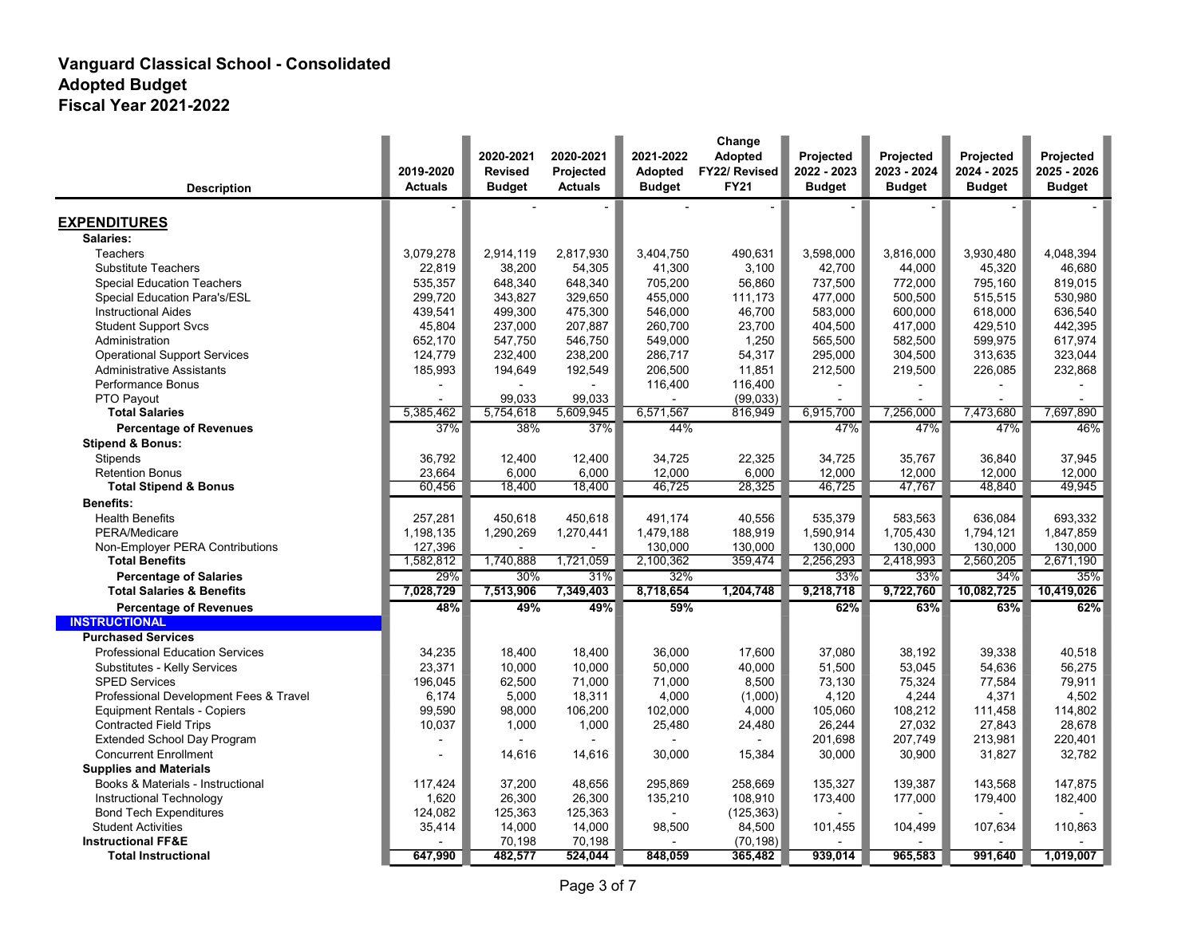# Vanguard Classical School - Consolidated
## Adopted Budget
## Fiscal Year 2021-2022

| Description | 2019-2020 Actuals | 2020-2021 Revised Budget | 2020-2021 Projected Actuals | 2021-2022 Adopted Budget | Change Adopted FY22/ Revised FY21 | Projected 2022 - 2023 Budget | Projected 2023 - 2024 Budget | Projected 2024 - 2025 Budget | Projected 2025 - 2026 Budget |
|---|---|---|---|---|---|---|---|---|---|
| | - | - | - | - | - | - | - | - | - |
| **EXPENDITURES** | | | | | | | | | |
| **Salaries:** | | | | | | | | | |
| Teachers | 3,079,278 | 2,914,119 | 2,817,930 | 3,404,750 | 490,631 | 3,598,000 | 3,816,000 | 3,930,480 | 4,048,394 |
| Substitute Teachers | 22,819 | 38,200 | 54,305 | 41,300 | 3,100 | 42,700 | 44,000 | 45,320 | 46,680 |
| Special Education Teachers | 535,357 | 648,340 | 648,340 | 705,200 | 56,860 | 737,500 | 772,000 | 795,160 | 819,015 |
| Special Education Para's/ESL | 299,720 | 343,827 | 329,650 | 455,000 | 111,173 | 477,000 | 500,500 | 515,515 | 530,980 |
| Instructional Aides | 439,541 | 499,300 | 475,300 | 546,000 | 46,700 | 583,000 | 600,000 | 618,000 | 636,540 |
| Student Support Svcs | 45,804 | 237,000 | 207,887 | 260,700 | 23,700 | 404,500 | 417,000 | 429,510 | 442,395 |
| Administration | 652,170 | 547,750 | 546,750 | 549,000 | 1,250 | 565,500 | 582,500 | 599,975 | 617,974 |
| Operational Support Services | 124,779 | 232,400 | 238,200 | 286,717 | 54,317 | 295,000 | 304,500 | 313,635 | 323,044 |
| Administrative Assistants | 185,993 | 194,649 | 192,549 | 206,500 | 11,851 | 212,500 | 219,500 | 226,085 | 232,868 |
| Performance Bonus | - | - | - | 116,400 | 116,400 | - | - | - | - |
| PTO Payout | - | 99,033 | 99,033 | - | (99,033) | - | - | - | - |
| **Total Salaries** | 5,385,462 | 5,754,618 | 5,609,945 | 6,571,567 | 816,949 | 6,915,700 | 7,256,000 | 7,473,680 | 7,697,890 |
| **Percentage of Revenues** | 37% | 38% | 37% | 44% | | 47% | 47% | 47% | 46% |
| **Stipend & Bonus:** | | | | | | | | | |
| Stipends | 36,792 | 12,400 | 12,400 | 34,725 | 22,325 | 34,725 | 35,767 | 36,840 | 37,945 |
| Retention Bonus | 23,664 | 6,000 | 6,000 | 12,000 | 6,000 | 12,000 | 12,000 | 12,000 | 12,000 |
| **Total Stipend & Bonus** | 60,456 | 18,400 | 18,400 | 46,725 | 28,325 | 46,725 | 47,767 | 48,840 | 49,945 |
| **Benefits:** | | | | | | | | | |
| Health Benefits | 257,281 | 450,618 | 450,618 | 491,174 | 40,556 | 535,379 | 583,563 | 636,084 | 693,332 |
| PERA/Medicare | 1,198,135 | 1,290,269 | 1,270,441 | 1,479,188 | 188,919 | 1,590,914 | 1,705,430 | 1,794,121 | 1,847,859 |
| Non-Employer PERA Contributions | 127,396 | - | - | 130,000 | 130,000 | 130,000 | 130,000 | 130,000 | 130,000 |
| **Total Benefits** | 1,582,812 | 1,740,888 | 1,721,059 | 2,100,362 | 359,474 | 2,256,293 | 2,418,993 | 2,560,205 | 2,671,190 |
| **Percentage of Salaries** | 29% | 30% | 31% | 32% | | 33% | 33% | 34% | 35% |
| **Total Salaries & Benefits** | **7,028,729** | **7,513,906** | **7,349,403** | **8,718,654** | **1,204,748** | **9,218,718** | **9,722,760** | **10,082,725** | **10,419,026** |
| **Percentage of Revenues** | **48%** | **49%** | **49%** | **59%** | | **62%** | **63%** | **63%** | **62%** |
| **INSTRUCTIONAL** | | | | | | | | | |
| **Purchased Services** | | | | | | | | | |
| Professional Education Services | 34,235 | 18,400 | 18,400 | 36,000 | 17,600 | 37,080 | 38,192 | 39,338 | 40,518 |
| Substitutes - Kelly Services | 23,371 | 10,000 | 10,000 | 50,000 | 40,000 | 51,500 | 53,045 | 54,636 | 56,275 |
| SPED Services | 196,045 | 62,500 | 71,000 | 71,000 | 8,500 | 73,130 | 75,324 | 77,584 | 79,911 |
| Professional Development Fees & Travel | 6,174 | 5,000 | 18,311 | 4,000 | (1,000) | 4,120 | 4,244 | 4,371 | 4,502 |
| Equipment Rentals - Copiers | 99,590 | 98,000 | 106,200 | 102,000 | 4,000 | 105,060 | 108,212 | 111,458 | 114,802 |
| Contracted Field Trips | 10,037 | 1,000 | 1,000 | 25,480 | 24,480 | 26,244 | 27,032 | 27,843 | 28,678 |
| Extended School Day Program | - | - | - | - | - | 201,698 | 207,749 | 213,981 | 220,401 |
| Concurrent Enrollment | - | 14,616 | 14,616 | 30,000 | 15,384 | 30,000 | 30,900 | 31,827 | 32,782 |
| **Supplies and Materials** | | | | | | | | | |
| Books & Materials - Instructional | 117,424 | 37,200 | 48,656 | 295,869 | 258,669 | 135,327 | 139,387 | 143,568 | 147,875 |
| Instructional Technology | 1,620 | 26,300 | 26,300 | 135,210 | 108,910 | 173,400 | 177,000 | 179,400 | 182,400 |
| Bond Tech Expenditures | 124,082 | 125,363 | 125,363 | - | (125,363) | - | - | - | - |
| Student Activities | 35,414 | 14,000 | 14,000 | 98,500 | 84,500 | 101,455 | 104,499 | 107,634 | 110,863 |
| **Instructional FF&E** | - | 70,198 | 70,198 | - | (70,198) | - | - | - | - |
| **Total Instructional** | **647,990** | **482,577** | **524,044** | **848,059** | **365,482** | **939,014** | **965,583** | **991,640** | **1,019,007** |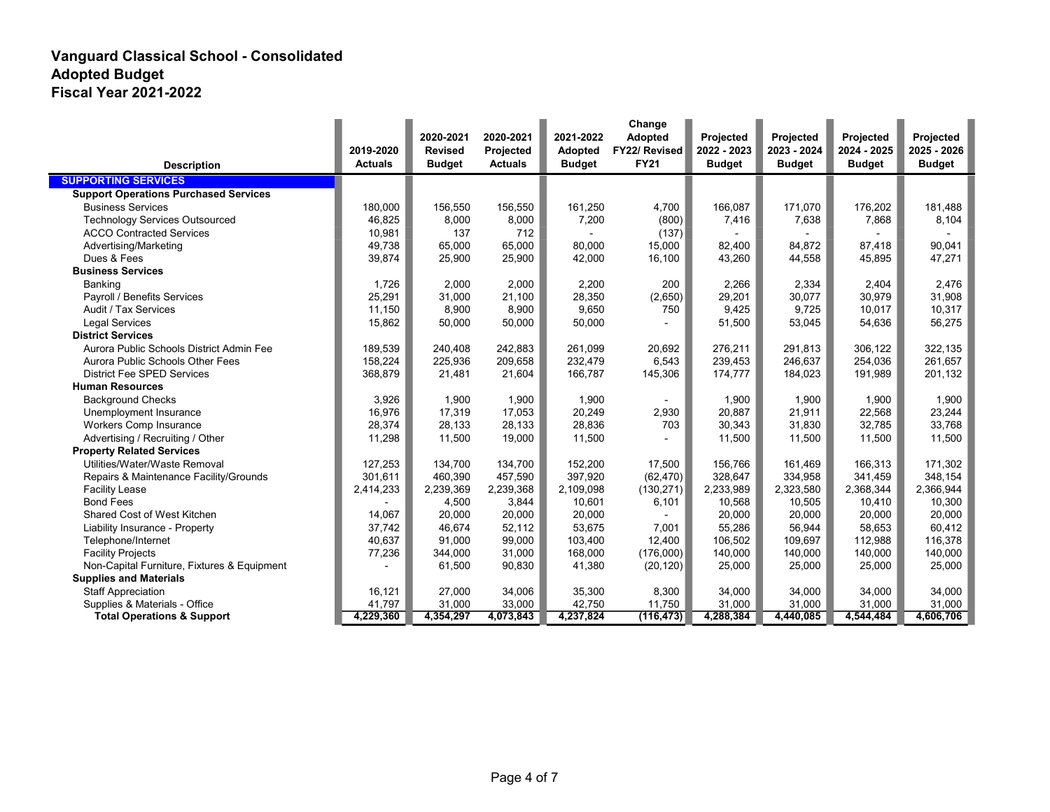# Vanguard Classical School - Consolidated
## Adopted Budget
## Fiscal Year 2021-2022

| Description | 2019-2020 Actuals | 2020-2021 Revised Budget | 2020-2021 Projected Actuals | 2021-2022 Adopted Budget | Change Adopted FY22/ Revised FY21 | Projected 2022 - 2023 Budget | Projected 2023 - 2024 Budget | Projected 2024 - 2025 Budget | Projected 2025 - 2026 Budget |
|---|---|---|---|---|---|---|---|---|---|
| **SUPPORTING SERVICES** | | | | | | | | | |
| **Support Operations Purchased Services** | | | | | | | | | |
| Business Services | 180,000 | 156,550 | 156,550 | 161,250 | 4,700 | 166,087 | 171,070 | 176,202 | 181,488 |
| Technology Services Outsourced | 46,825 | 8,000 | 8,000 | 7,200 | (800) | 7,416 | 7,638 | 7,868 | 8,104 |
| ACCO Contracted Services | 10,981 | 137 | 712 | - | (137) | - | - | - | - |
| Advertising/Marketing | 49,738 | 65,000 | 65,000 | 80,000 | 15,000 | 82,400 | 84,872 | 87,418 | 90,041 |
| Dues & Fees | 39,874 | 25,900 | 25,900 | 42,000 | 16,100 | 43,260 | 44,558 | 45,895 | 47,271 |
| **Business Services** | | | | | | | | | |
| Banking | 1,726 | 2,000 | 2,000 | 2,200 | 200 | 2,266 | 2,334 | 2,404 | 2,476 |
| Payroll / Benefits Services | 25,291 | 31,000 | 21,100 | 28,350 | (2,650) | 29,201 | 30,077 | 30,979 | 31,908 |
| Audit / Tax Services | 11,150 | 8,900 | 8,900 | 9,650 | 750 | 9,425 | 9,725 | 10,017 | 10,317 |
| Legal Services | 15,862 | 50,000 | 50,000 | 50,000 | - | 51,500 | 53,045 | 54,636 | 56,275 |
| **District Services** | | | | | | | | | |
| Aurora Public Schools District Admin Fee | 189,539 | 240,408 | 242,883 | 261,099 | 20,692 | 276,211 | 291,813 | 306,122 | 322,135 |
| Aurora Public Schools Other Fees | 158,224 | 225,936 | 209,658 | 232,479 | 6,543 | 239,453 | 246,637 | 254,036 | 261,657 |
| District Fee SPED Services | 368,879 | 21,481 | 21,604 | 166,787 | 145,306 | 174,777 | 184,023 | 191,989 | 201,132 |
| **Human Resources** | | | | | | | | | |
| Background Checks | 3,926 | 1,900 | 1,900 | 1,900 | - | 1,900 | 1,900 | 1,900 | 1,900 |
| Unemployment Insurance | 16,976 | 17,319 | 17,053 | 20,249 | 2,930 | 20,887 | 21,911 | 22,568 | 23,244 |
| Workers Comp Insurance | 28,374 | 28,133 | 28,133 | 28,836 | 703 | 30,343 | 31,830 | 32,785 | 33,768 |
| Advertising / Recruiting / Other | 11,298 | 11,500 | 19,000 | 11,500 | - | 11,500 | 11,500 | 11,500 | 11,500 |
| **Property Related Services** | | | | | | | | | |
| Utilities/Water/Waste Removal | 127,253 | 134,700 | 134,700 | 152,200 | 17,500 | 156,766 | 161,469 | 166,313 | 171,302 |
| Repairs & Maintenance Facility/Grounds | 301,611 | 460,390 | 457,590 | 397,920 | (62,470) | 328,647 | 334,958 | 341,459 | 348,154 |
| Facility Lease | 2,414,233 | 2,239,369 | 2,239,368 | 2,109,098 | (130,271) | 2,233,989 | 2,323,580 | 2,368,344 | 2,366,944 |
| Bond Fees | - | 4,500 | 3,844 | 10,601 | 6,101 | 10,568 | 10,505 | 10,410 | 10,300 |
| Shared Cost of West Kitchen | 14,067 | 20,000 | 20,000 | 20,000 | - | 20,000 | 20,000 | 20,000 | 20,000 |
| Liability Insurance - Property | 37,742 | 46,674 | 52,112 | 53,675 | 7,001 | 55,286 | 56,944 | 58,653 | 60,412 |
| Telephone/Internet | 40,637 | 91,000 | 99,000 | 103,400 | 12,400 | 106,502 | 109,697 | 112,988 | 116,378 |
| Facility Projects | 77,236 | 344,000 | 31,000 | 168,000 | (176,000) | 140,000 | 140,000 | 140,000 | 140,000 |
| Non-Capital Furniture, Fixtures & Equipment | - | 61,500 | 90,830 | 41,380 | (20,120) | 25,000 | 25,000 | 25,000 | 25,000 |
| **Supplies and Materials** | | | | | | | | | |
| Staff Appreciation | 16,121 | 27,000 | 34,006 | 35,300 | 8,300 | 34,000 | 34,000 | 34,000 | 34,000 |
| Supplies & Materials - Office | 41,797 | 31,000 | 33,000 | 42,750 | 11,750 | 31,000 | 31,000 | 31,000 | 31,000 |
| **Total Operations & Support** | **4,229,360** | **4,354,297** | **4,073,843** | **4,237,824** | **(116,473)** | **4,288,384** | **4,440,085** | **4,544,484** | **4,606,706** |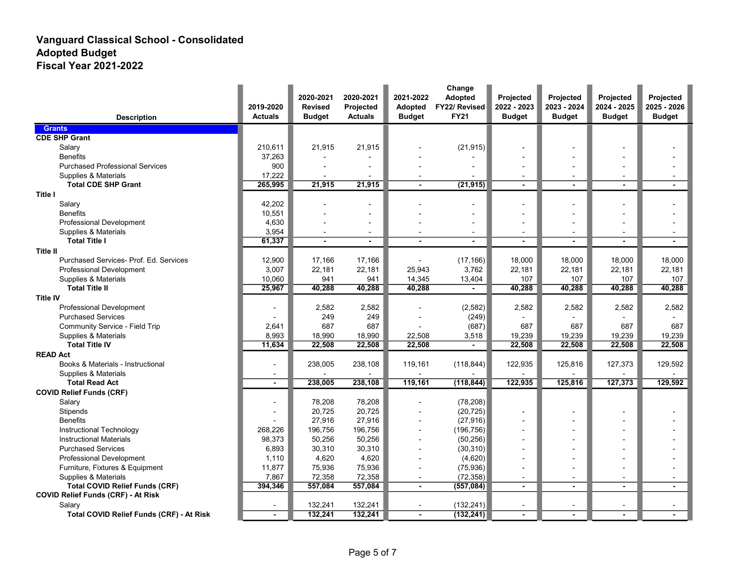# Vanguard Classical School - Consolidated
## Adopted Budget
## Fiscal Year 2021-2022

| Description | 2019-2020 Actuals | 2020-2021 Revised Budget | 2020-2021 Projected Actuals | 2021-2022 Adopted Budget | Change Adopted FY22/ Revised FY21 | Projected 2022 - 2023 Budget | Projected 2023 - 2024 Budget | Projected 2024 - 2025 Budget | Projected 2025 - 2026 Budget |
|---|---|---|---|---|---|---|---|---|---|
| **Grants** | | | | | | | | | |
| **CDE SHP Grant** | | | | | | | | | |
| Salary | 210,611 | 21,915 | 21,915 | - | (21,915) | - | - | - | - |
| Benefits | 37,263 | - | - | - | - | - | - | - | - |
| Purchased Professional Services | 900 | - | - | - | - | - | - | - | - |
| Supplies & Materials | 17,222 | - | - | - | - | - | - | - | - |
| **Total CDE SHP Grant** | **265,995** | **21,915** | **21,915** | **-** | **(21,915)** | **-** | **-** | **-** | **-** |
| **Title I** | | | | | | | | | |
| Salary | 42,202 | - | - | - | - | - | - | - | - |
| Benefits | 10,551 | - | - | - | - | - | - | - | - |
| Professional Development | 4,630 | - | - | - | - | - | - | - | - |
| Supplies & Materials | 3,954 | - | - | - | - | - | - | - | - |
| **Total Title I** | **61,337** | **-** | **-** | **-** | **-** | **-** | **-** | **-** | **-** |
| **Title II** | | | | | | | | | |
| Purchased Services- Prof. Ed. Services | 12,900 | 17,166 | 17,166 | - | (17,166) | 18,000 | 18,000 | 18,000 | 18,000 |
| Professional Development | 3,007 | 22,181 | 22,181 | 25,943 | 3,762 | 22,181 | 22,181 | 22,181 | 22,181 |
| Supplies & Materials | 10,060 | 941 | 941 | 14,345 | 13,404 | 107 | 107 | 107 | 107 |
| **Total Title II** | **25,967** | **40,288** | **40,288** | **40,288** | **-** | **40,288** | **40,288** | **40,288** | **40,288** |
| **Title IV** | | | | | | | | | |
| Professional Development | - | 2,582 | 2,582 | - | (2,582) | 2,582 | 2,582 | 2,582 | 2,582 |
| Purchased Services | - | 249 | 249 | - | (249) | - | - | - | - |
| Community Service - Field Trip | 2,641 | 687 | 687 | - | (687) | 687 | 687 | 687 | 687 |
| Supplies & Materials | 8,993 | 18,990 | 18,990 | 22,508 | 3,518 | 19,239 | 19,239 | 19,239 | 19,239 |
| **Total Title IV** | **11,634** | **22,508** | **22,508** | **22,508** | **-** | **22,508** | **22,508** | **22,508** | **22,508** |
| **READ Act** | | | | | | | | | |
| Books & Materials - Instructional | - | 238,005 | 238,108 | 119,161 | (118,844) | 122,935 | 125,816 | 127,373 | 129,592 |
| Supplies & Materials | - | - | - | - | - | - | - | - | - |
| **Total Read Act** | **-** | **238,005** | **238,108** | **119,161** | **(118,844)** | **122,935** | **125,816** | **127,373** | **129,592** |
| **COVID Relief Funds (CRF)** | | | | | | | | | |
| Salary | - | 78,208 | 78,208 | - | (78,208) | | | | |
| Stipends | - | 20,725 | 20,725 | - | (20,725) | - | - | - | - |
| Benefits | - | 27,916 | 27,916 | - | (27,916) | - | - | - | - |
| Instructional Technology | 268,226 | 196,756 | 196,756 | - | (196,756) | - | - | - | - |
| Instructional Materials | 98,373 | 50,256 | 50,256 | - | (50,256) | - | - | - | - |
| Purchased Services | 6,893 | 30,310 | 30,310 | - | (30,310) | - | - | - | - |
| Professional Development | 1,110 | 4,620 | 4,620 | - | (4,620) | - | - | - | - |
| Furniture, Fixtures & Equipment | 11,877 | 75,936 | 75,936 | - | (75,936) | - | - | - | - |
| Supplies & Materials | 7,867 | 72,358 | 72,358 | - | (72,358) | - | - | - | - |
| **Total COVID Relief Funds (CRF)** | **394,346** | **557,084** | **557,084** | **-** | **(557,084)** | **-** | **-** | **-** | **-** |
| **COVID Relief Funds (CRF) - At Risk** | | | | | | | | | |
| Salary | - | 132,241 | 132,241 | - | (132,241) | - | - | - | - |
| **Total COVID Relief Funds (CRF) - At Risk** | **-** | **132,241** | **132,241** | **-** | **(132,241)** | **-** | **-** | **-** | **-** |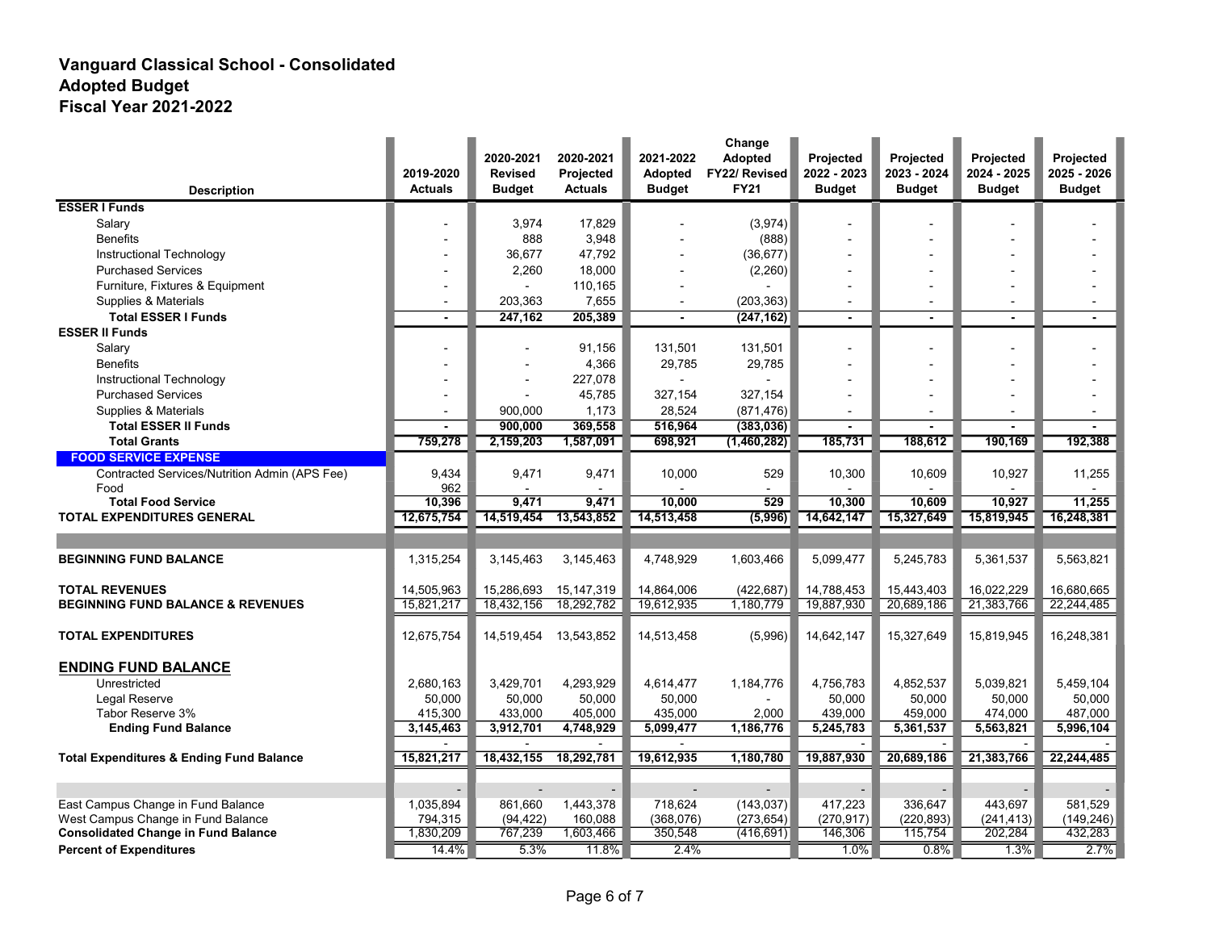# Vanguard Classical School - Consolidated
## Adopted Budget
## Fiscal Year 2021-2022

| Description | 2019-2020 Actuals | 2020-2021 Revised Budget | 2020-2021 Projected Actuals | 2021-2022 Adopted Budget | Change Adopted FY22/ Revised FY21 | Projected 2022 - 2023 Budget | Projected 2023 - 2024 Budget | Projected 2024 - 2025 Budget | Projected 2025 - 2026 Budget |
|---|---|---|---|---|---|---|---|---|---|
| **ESSER I Funds** | | | | | | | | | |
| Salary | - | 3,974 | 17,829 | - | (3,974) | - | - | - | - |
| Benefits | - | 888 | 3,948 | - | (888) | - | - | - | - |
| Instructional Technology | - | 36,677 | 47,792 | - | (36,677) | - | - | - | - |
| Purchased Services | - | 2,260 | 18,000 | - | (2,260) | - | - | - | - |
| Furniture, Fixtures & Equipment | - | - | 110,165 | - | - | - | - | - | - |
| Supplies & Materials | - | 203,363 | 7,655 | - | (203,363) | - | - | - | - |
| **Total ESSER I Funds** | **-** | **247,162** | **205,389** | **-** | **(247,162)** | **-** | **-** | **-** | **-** |
| **ESSER II Funds** | | | | | | | | | |
| Salary | - | - | 91,156 | 131,501 | 131,501 | - | - | - | - |
| Benefits | - | - | 4,366 | 29,785 | 29,785 | - | - | - | - |
| Instructional Technology | - | - | 227,078 | - | - | - | - | - | - |
| Purchased Services | - | - | 45,785 | 327,154 | 327,154 | - | - | - | - |
| Supplies & Materials | - | 900,000 | 1,173 | 28,524 | (871,476) | - | - | - | - |
| **Total ESSER II Funds** | **-** | **900,000** | **369,558** | **516,964** | **(383,036)** | **-** | **-** | **-** | **-** |
| **Total Grants** | **759,278** | **2,159,203** | **1,587,091** | **698,921** | **(1,460,282)** | **185,731** | **188,612** | **190,169** | **192,388** |
| **FOOD SERVICE EXPENSE** | | | | | | | | | |
| Contracted Services/Nutrition Admin (APS Fee) | 9,434 | 9,471 | 9,471 | 10,000 | 529 | 10,300 | 10,609 | 10,927 | 11,255 |
| Food | 962 | - | - | - | - | - | - | - | - |
| **Total Food Service** | **10,396** | **9,471** | **9,471** | **10,000** | **529** | **10,300** | **10,609** | **10,927** | **11,255** |
| **TOTAL EXPENDITURES GENERAL** | **12,675,754** | **14,519,454** | **13,543,852** | **14,513,458** | **(5,996)** | **14,642,147** | **15,327,649** | **15,819,945** | **16,248,381** |
| | | | | | | | | | |
| **BEGINNING FUND BALANCE** | 1,315,254 | 3,145,463 | 3,145,463 | 4,748,929 | 1,603,466 | 5,099,477 | 5,245,783 | 5,361,537 | 5,563,821 |
| **TOTAL REVENUES** | 14,505,963 | 15,286,693 | 15,147,319 | 14,864,006 | (422,687) | 14,788,453 | 15,443,403 | 16,022,229 | 16,680,665 |
| **BEGINNING FUND BALANCE & REVENUES** | 15,821,217 | 18,432,156 | 18,292,782 | 19,612,935 | 1,180,779 | 19,887,930 | 20,689,186 | 21,383,766 | 22,244,485 |
| **TOTAL EXPENDITURES** | 12,675,754 | 14,519,454 | 13,543,852 | 14,513,458 | (5,996) | 14,642,147 | 15,327,649 | 15,819,945 | 16,248,381 |
| **ENDING FUND BALANCE** | | | | | | | | | |
| Unrestricted | 2,680,163 | 3,429,701 | 4,293,929 | 4,614,477 | 1,184,776 | 4,756,783 | 4,852,537 | 5,039,821 | 5,459,104 |
| Legal Reserve | 50,000 | 50,000 | 50,000 | 50,000 | - | 50,000 | 50,000 | 50,000 | 50,000 |
| Tabor Reserve 3% | 415,300 | 433,000 | 405,000 | 435,000 | 2,000 | 439,000 | 459,000 | 474,000 | 487,000 |
| **Ending Fund Balance** | **3,145,463** | **3,912,701** | **4,748,929** | **5,099,477** | **1,186,776** | **5,245,783** | **5,361,537** | **5,563,821** | **5,996,104** |
| | - | - | - | - | | - | - | - | - |
| **Total Expenditures & Ending Fund Balance** | **15,821,217** | **18,432,155** | **18,292,781** | **19,612,935** | **1,180,780** | **19,887,930** | **20,689,186** | **21,383,766** | **22,244,485** |
| | - | - | - | - | - | - | - | - | - |
| East Campus Change in Fund Balance | 1,035,894 | 861,660 | 1,443,378 | 718,624 | (143,037) | 417,223 | 336,647 | 443,697 | 581,529 |
| West Campus Change in Fund Balance | 794,315 | (94,422) | 160,088 | (368,076) | (273,654) | (270,917) | (220,893) | (241,413) | (149,246) |
| **Consolidated Change in Fund Balance** | 1,830,209 | 767,239 | 1,603,466 | 350,548 | (416,691) | 146,306 | 115,754 | 202,284 | 432,283 |
| **Percent of Expenditures** | 14.4% | 5.3% | 11.8% | 2.4% | | 1.0% | 0.8% | 1.3% | 2.7% |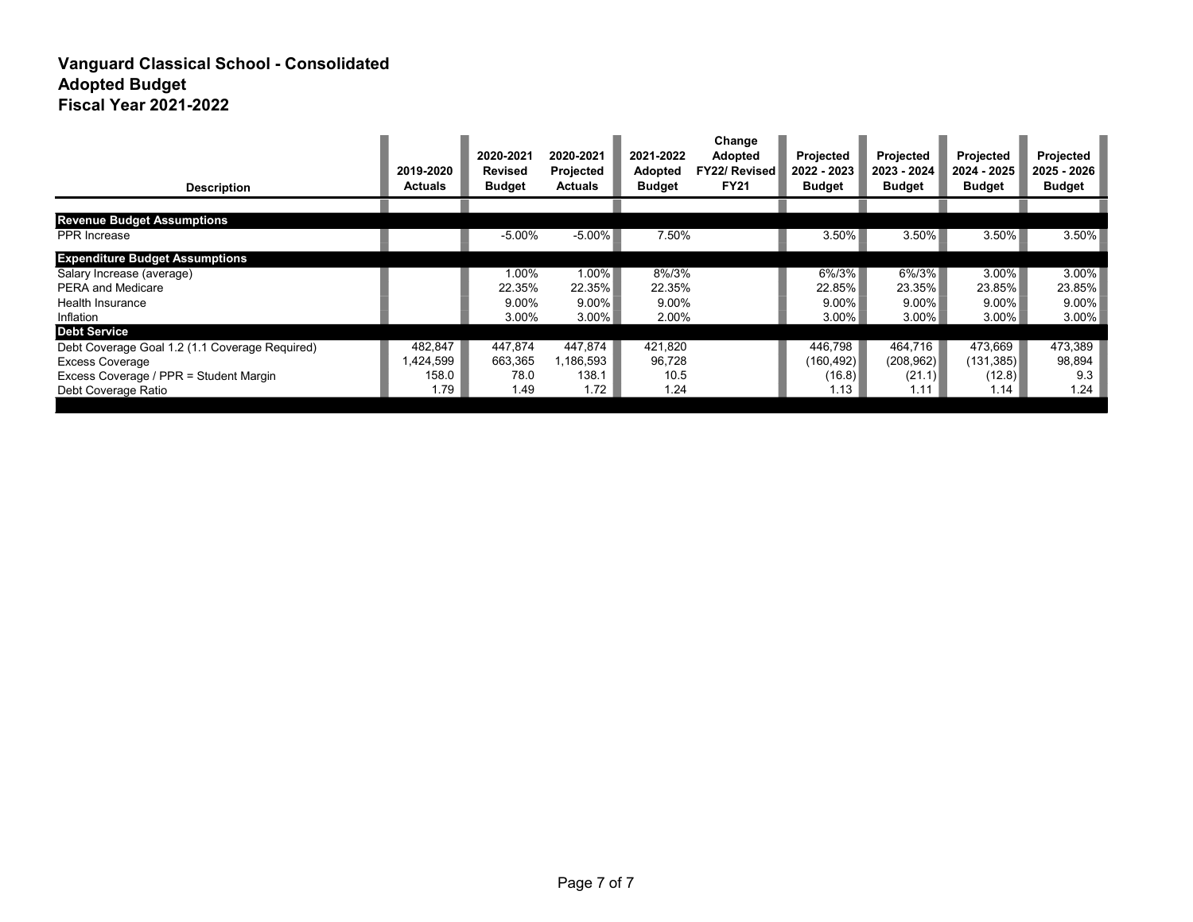# Vanguard Classical School - Consolidated
## Adopted Budget
## Fiscal Year 2021-2022

| Description | 2019-2020 Actuals | 2020-2021 Revised Budget | 2020-2021 Projected Actuals | 2021-2022 Adopted Budget | Change Adopted FY22/ Revised FY21 | Projected 2022 - 2023 Budget | Projected 2023 - 2024 Budget | Projected 2024 - 2025 Budget | Projected 2025 - 2026 Budget |
|---|---|---|---|---|---|---|---|---|---|
| **Revenue Budget Assumptions** | | | | | | | | | |
| PPR Increase | | -5.00% | -5.00% | 7.50% | | 3.50% | 3.50% | 3.50% | 3.50% |
| **Expenditure Budget Assumptions** | | | | | | | | | |
| Salary Increase (average) | | 1.00% | 1.00% | 8%/3% | | 6%/3% | 6%/3% | 3.00% | 3.00% |
| PERA and Medicare | | 22.35% | 22.35% | 22.35% | | 22.85% | 23.35% | 23.85% | 23.85% |
| Health Insurance | | 9.00% | 9.00% | 9.00% | | 9.00% | 9.00% | 9.00% | 9.00% |
| Inflation | | 3.00% | 3.00% | 2.00% | | 3.00% | 3.00% | 3.00% | 3.00% |
| **Debt Service** | | | | | | | | | |
| Debt Coverage Goal 1.2 (1.1 Coverage Required) | 482,847 | 447,874 | 447,874 | 421,820 | | 446,798 | 464,716 | 473,669 | 473,389 |
| Excess Coverage | 1,424,599 | 663,365 | 1,186,593 | 96,728 | | (160,492) | (208,962) | (131,385) | 98,894 |
| Excess Coverage / PPR = Student Margin | 158.0 | 78.0 | 138.1 | 10.5 | | (16.8) | (21.1) | (12.8) | 9.3 |
| Debt Coverage Ratio | 1.79 | 1.49 | 1.72 | 1.24 | | 1.13 | 1.11 | 1.14 | 1.24 |